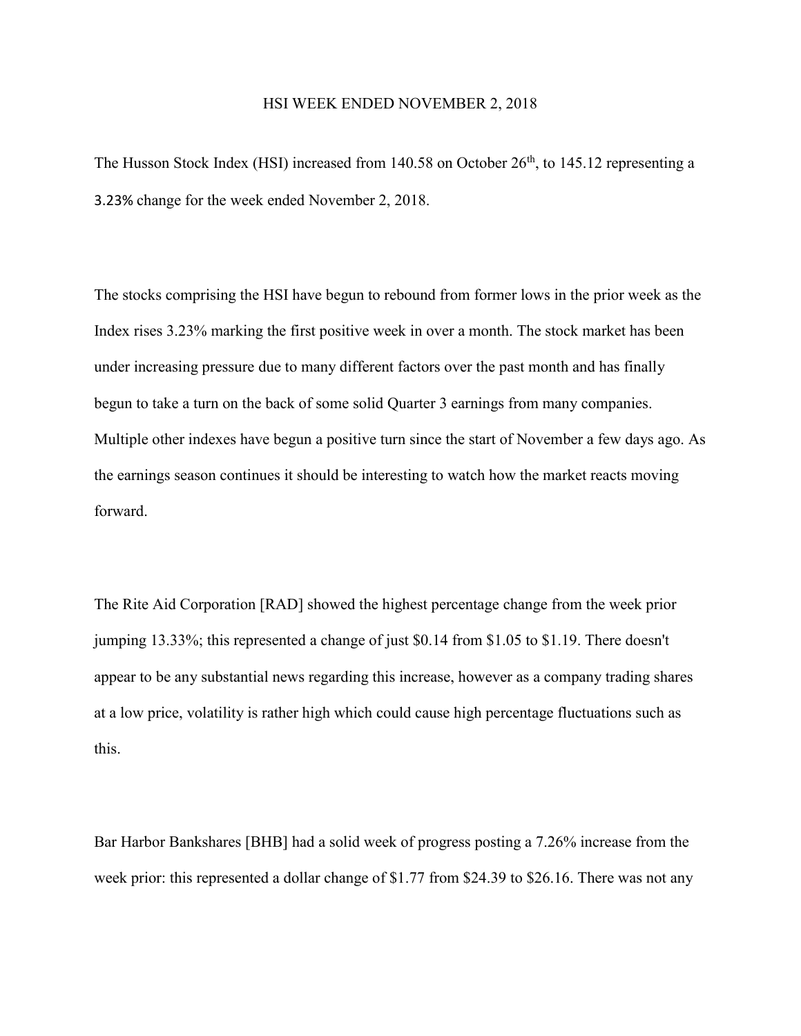# HSI WEEK ENDED NOVEMBER 2, 2018

The Husson Stock Index (HSI) increased from 140.58 on October 26th, to 145.12 representing a 3.23% change for the week ended November 2, 2018.

The stocks comprising the HSI have begun to rebound from former lows in the prior week as the Index rises 3.23% marking the first positive week in over a month. The stock market has been under increasing pressure due to many different factors over the past month and has finally begun to take a turn on the back of some solid Quarter 3 earnings from many companies. Multiple other indexes have begun a positive turn since the start of November a few days ago. As the earnings season continues it should be interesting to watch how the market reacts moving forward.

The Rite Aid Corporation [RAD] showed the highest percentage change from the week prior jumping 13.33%; this represented a change of just $0.14 from $1.05 to $1.19. There doesn't appear to be any substantial news regarding this increase, however as a company trading shares at a low price, volatility is rather high which could cause high percentage fluctuations such as this.

Bar Harbor Bankshares [BHB] had a solid week of progress posting a 7.26% increase from the week prior: this represented a dollar change of $1.77 from $24.39 to $26.16. There was not any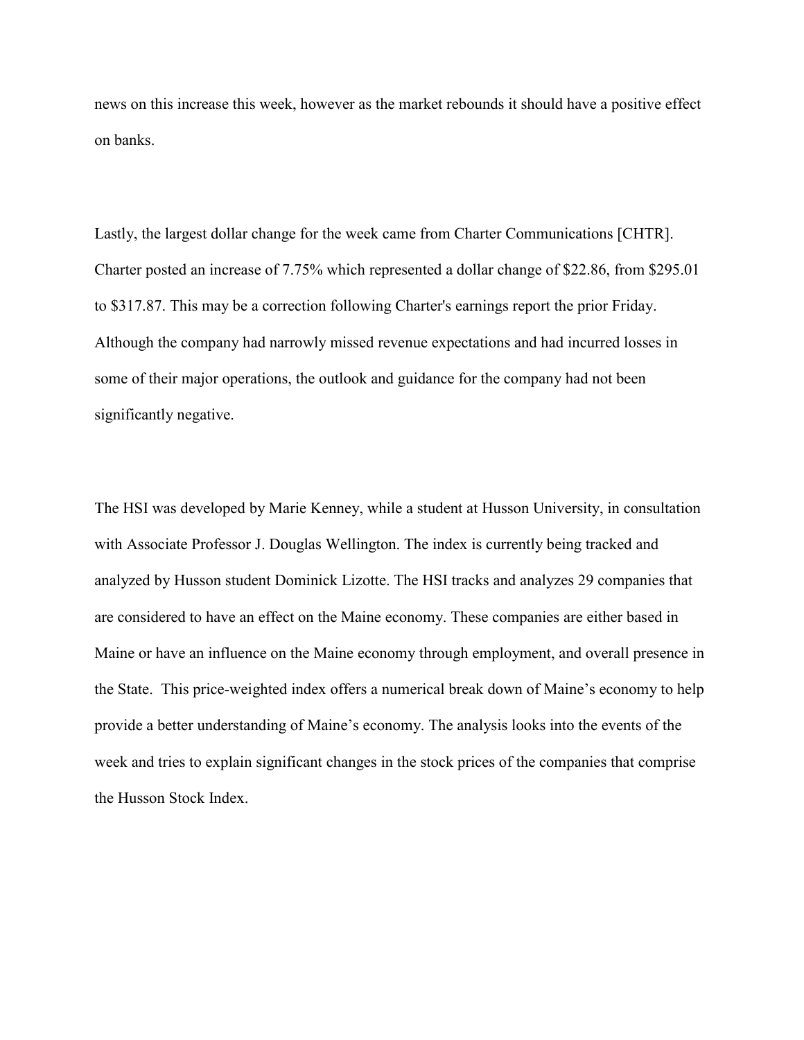news on this increase this week, however as the market rebounds it should have a positive effect on banks.

Lastly, the largest dollar change for the week came from Charter Communications [CHTR]. Charter posted an increase of 7.75% which represented a dollar change of $22.86, from $295.01 to $317.87. This may be a correction following Charter's earnings report the prior Friday. Although the company had narrowly missed revenue expectations and had incurred losses in some of their major operations, the outlook and guidance for the company had not been significantly negative.

The HSI was developed by Marie Kenney, while a student at Husson University, in consultation with Associate Professor J. Douglas Wellington. The index is currently being tracked and analyzed by Husson student Dominick Lizotte. The HSI tracks and analyzes 29 companies that are considered to have an effect on the Maine economy. These companies are either based in Maine or have an influence on the Maine economy through employment, and overall presence in the State. This price-weighted index offers a numerical break down of Maine's economy to help provide a better understanding of Maine's economy. The analysis looks into the events of the week and tries to explain significant changes in the stock prices of the companies that comprise the Husson Stock Index.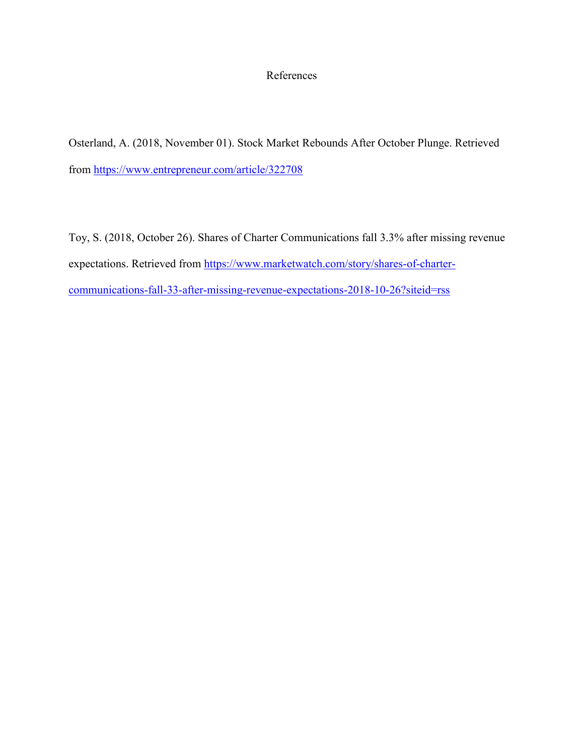# References

Osterland, A. (2018, November 01). Stock Market Rebounds After October Plunge. Retrieved from https://www.entrepreneur.com/article/322708

Toy, S. (2018, October 26). Shares of Charter Communications fall 3.3% after missing revenue expectations. Retrieved from https://www.marketwatch.com/story/shares-of-charter-communications-fall-33-after-missing-revenue-expectations-2018-10-26?siteid=rss